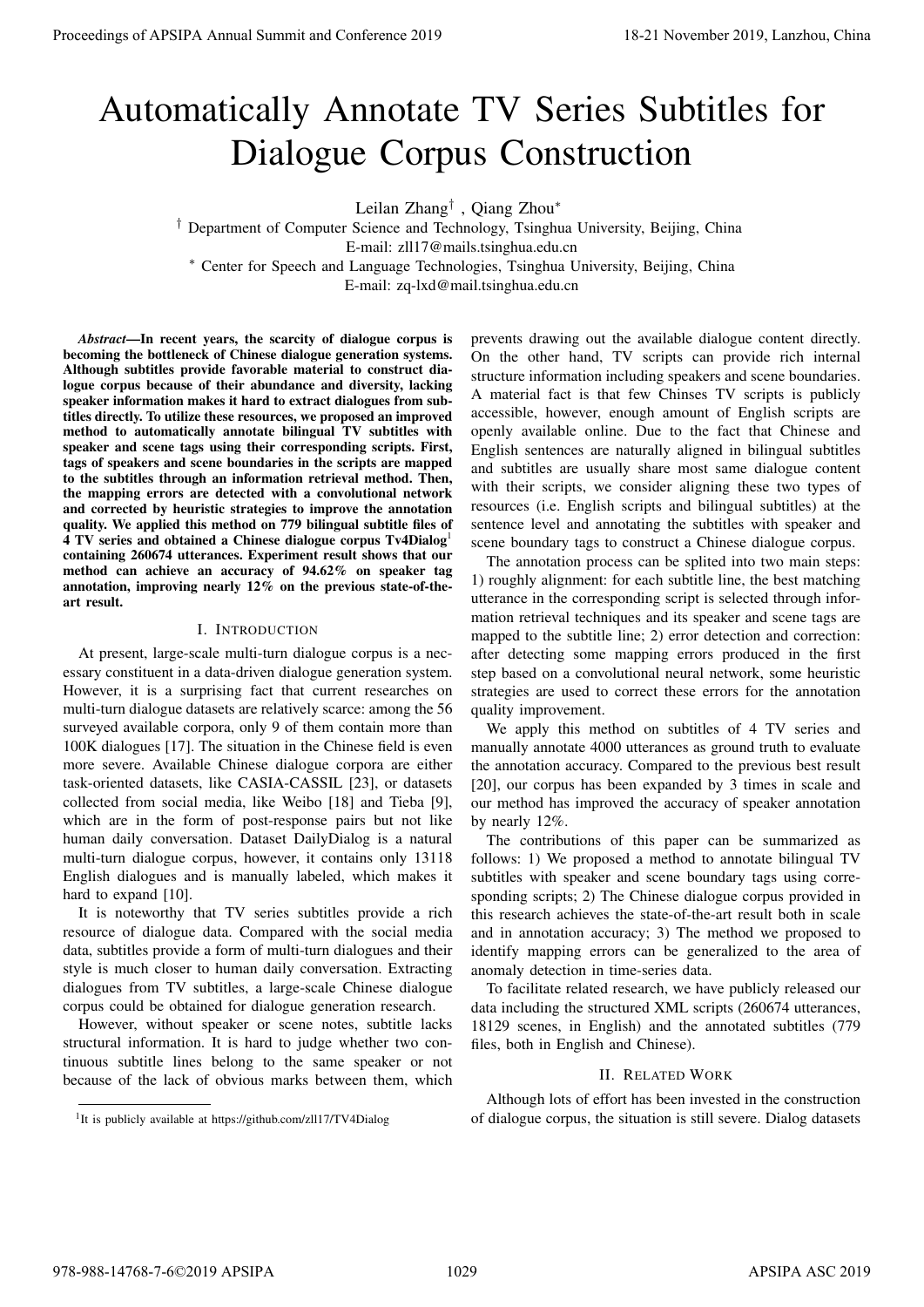# Automatically Annotate TV Series Subtitles for Dialogue Corpus Construction

Leilan Zhang[†], Qiang Zhou[*]

[†] Department of Computer Science and Technology, Tsinghua University, Beijing, China
E-mail: zll17@mails.tsinghua.edu.cn
[*] Center for Speech and Language Technologies, Tsinghua University, Beijing, China
E-mail: zq-lxd@mail.tsinghua.edu.cn

***Abstract*—In recent years, the scarcity of dialogue corpus is becoming the bottleneck of Chinese dialogue generation systems. Although subtitles provide favorable material to construct dialogue corpus because of their abundance and diversity, lacking speaker information makes it hard to extract dialogues from subtitles directly. To utilize these resources, we proposed an improved method to automatically annotate bilingual TV subtitles with speaker and scene tags using their corresponding scripts. First, tags of speakers and scene boundaries in the scripts are mapped to the subtitles through an information retrieval method. Then, the mapping errors are detected with a convolutional network and corrected by heuristic strategies to improve the annotation quality. We applied this method on 779 bilingual subtitle files of 4 TV series and obtained a Chinese dialogue corpus Tv4Dialog[1] containing 260674 utterances. Experiment result shows that our method can achieve an accuracy of 94.62% on speaker tag annotation, improving nearly 12% on the previous state-of-the-art result.**

## I. Introduction

At present, large-scale multi-turn dialogue corpus is a necessary constituent in a data-driven dialogue generation system. However, it is a surprising fact that current researches on multi-turn dialogue datasets are relatively scarce: among the 56 surveyed available corpora, only 9 of them contain more than 100K dialogues [17]. The situation in the Chinese field is even more severe. Available Chinese dialogue corpora are either task-oriented datasets, like CASIA-CASSIL [23], or datasets collected from social media, like Weibo [18] and Tieba [9], which are in the form of post-response pairs but not like human daily conversation. Dataset DailyDialog is a natural multi-turn dialogue corpus, however, it contains only 13118 English dialogues and is manually labeled, which makes it hard to expand [10].

It is noteworthy that TV series subtitles provide a rich resource of dialogue data. Compared with the social media data, subtitles provide a form of multi-turn dialogues and their style is much closer to human daily conversation. Extracting dialogues from TV subtitles, a large-scale Chinese dialogue corpus could be obtained for dialogue generation research.

However, without speaker or scene notes, subtitle lacks structural information. It is hard to judge whether two continuous subtitle lines belong to the same speaker or not because of the lack of obvious marks between them, which prevents drawing out the available dialogue content directly. On the other hand, TV scripts can provide rich internal structure information including speakers and scene boundaries. A material fact is that few Chinses TV scripts is publicly accessible, however, enough amount of English scripts are openly available online. Due to the fact that Chinese and English sentences are naturally aligned in bilingual subtitles and subtitles are usually share most same dialogue content with their scripts, we consider aligning these two types of resources (i.e. English scripts and bilingual subtitles) at the sentence level and annotating the subtitles with speaker and scene boundary tags to construct a Chinese dialogue corpus.

The annotation process can be splited into two main steps: 1) roughly alignment: for each subtitle line, the best matching utterance in the corresponding script is selected through information retrieval techniques and its speaker and scene tags are mapped to the subtitle line; 2) error detection and correction: after detecting some mapping errors produced in the first step based on a convolutional neural network, some heuristic strategies are used to correct these errors for the annotation quality improvement.

We apply this method on subtitles of 4 TV series and manually annotate 4000 utterances as ground truth to evaluate the annotation accuracy. Compared to the previous best result [20], our corpus has been expanded by 3 times in scale and our method has improved the accuracy of speaker annotation by nearly 12%.

The contributions of this paper can be summarized as follows: 1) We proposed a method to annotate bilingual TV subtitles with speaker and scene boundary tags using corresponding scripts; 2) The Chinese dialogue corpus provided in this research achieves the state-of-the-art result both in scale and in annotation accuracy; 3) The method we proposed to identify mapping errors can be generalized to the area of anomaly detection in time-series data.

To facilitate related research, we have publicly released our data including the structured XML scripts (260674 utterances, 18129 scenes, in English) and the annotated subtitles (779 files, both in English and Chinese).

## II. Related Work

Although lots of effort has been invested in the construction of dialogue corpus, the situation is still severe. Dialog datasets

[1] It is publicly available at https://github.com/zll17/TV4Dialog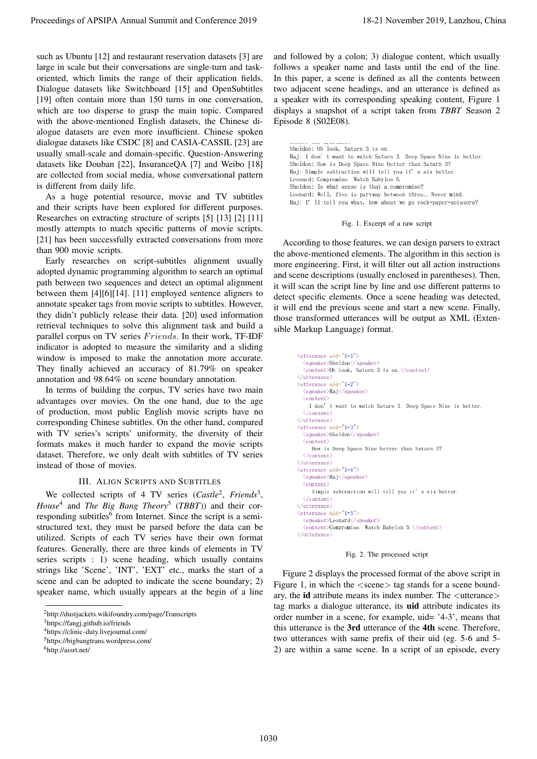such as Ubuntu [12] and restaurant reservation datasets [3] are large in scale but their conversations are single-turn and task-oriented, which limits the range of their application fields. Dialogue datasets like Switchboard [15] and OpenSubtitles [19] often contain more than 150 turns in one conversation, which are too disperse to grasp the main topic. Compared with the above-mentioned English datasets, the Chinese dialogue datasets are even more insufficient. Chinese spoken dialogue datasets like CSDC [8] and CASIA-CASSIL [23] are usually small-scale and domain-specific. Question-Answering datasets like Douban [22], InsuranceQA [7] and Weibo [18] are collected from social media, whose conversational pattern is different from daily life.

As a huge potential resource, movie and TV subtitles and their scripts have been explored for different purposes. Researches on extracting structure of scripts [5] [13] [2] [11] mostly attempts to match specific patterns of movie scripts. [21] has been successfully extracted conversations from more than 900 movie scripts.

Early researches on script-subtitles alignment usually adopted dynamic programming algorithm to search an optimal path between two sequences and detect an optimal alignment between them [4][6][14]. [11] employed sentence aligners to annotate speaker tags from movie scripts to subtitles. However, they didn't publicly release their data. [20] used information retrieval techniques to solve this alignment task and build a parallel corpus on TV series *Friends*. In their work, TF-IDF indicator is adopted to measure the similarity and a sliding window is imposed to make the annotation more accurate. They finally achieved an accuracy of 81.79% on speaker annotation and 98.64% on scene boundary annotation.

In terms of building the corpus, TV series have two main advantages over movies. On the one hand, due to the age of production, most public English movie scripts have no corresponding Chinese subtitles. On the other hand, compared with TV series's scripts' uniformity, the diversity of their formats makes it much harder to expand the movie scripts dataset. Therefore, we only dealt with subtitles of TV series instead of those of movies.

## III. Align Scripts and Subtitles

We collected scripts of 4 TV series (*Castle*[2], *Friends*[3], *House*[4] and *The Big Bang Theory*[5] (*TBBT*)) and their corresponding subtitles[6] from Internet. Since the script is a semi-structured text, they must be parsed before the data can be utilized. Scripts of each TV series have their own format features. Generally, there are three kinds of elements in TV series scripts : 1) scene heading, which usually contains strings like 'Scene', 'INT', 'EXT' etc., marks the start of a scene and can be adopted to indicate the scene boundary; 2) speaker name, which usually appears at the begin of a line and followed by a colon; 3) dialogue content, which usually follows a speaker name and lasts until the end of the line. In this paper, a scene is defined as all the contents between two adjacent scene headings, and an utterance is defined as a speaker with its corresponding speaking content, Figure 1 displays a snapshot of a script taken from *TBBT* Season 2 Episode 8 (S02E08).

```
Sheldon: Oh look, Saturn 3 is on.
Raj: I don' t want to watch Saturn 3. Deep Space Nine is better.
Sheldon: How is Deep Space Nine better than Saturn 3?
Raj: Simple subtraction will tell you it' s six better.
Leonard: Compromise. Watch Babylon 5.
Sheldon: In what sense is that a compromise?
Leonard: Well, five is partway between three… Never mind.
Raj: I' ll tell you what, how about we go rock-paper-scissors?
```

Fig. 1. Excerpt of a raw script

According to those features, we can design parsers to extract the above-mentioned elements. The algorithm in this section is more engineering. First, it will filter out all action instructions and scene descriptions (usually enclosed in parentheses). Then, it will scan the script line by line and use different patterns to detect specific elements. Once a scene heading was detected, it will end the previous scene and start a new scene. Finally, those transformed utterances will be output as XML (Extensible Markup Language) format.

```
<utterance uid="1-1">
  <speaker>Sheldon</speaker>
  <content>Oh look, Saturn 3 is on.</content>
</utterance>
<utterance uid="1-2">
  <speaker>Raj</speaker>
  <content>
    I don' t want to watch Saturn 3. Deep Space Nine is better.
  </content>
</utterance>
<utterance uid="1-3">
  <speaker>Sheldon</speaker>
  <content>
    How is Deep Space Nine better than Saturn 3?
  </content>
</utterance>
<utterance uid="1-4">
  <speaker>Raj</speaker>
  <content>
    Simple subtraction will tell you it' s six better.
  </content>
</utterance>
<utterance uid="1-5">
  <speaker>Leonard</speaker>
  <content>Compromise. Watch Babylon 5.</content>
</utterance>
```

Fig. 2. The processed script

Figure 2 displays the processed format of the above script in Figure 1, in which the <scene> tag stands for a scene boundary, the **id** attribute means its index number. The <utterance> tag marks a dialogue utterance, its **uid** attribute indicates its order number in a scene, for example, uid= '4-3', means that this utterance is the **3rd** utterance of the **4th** scene. Therefore, two utterances with same prefix of their uid (eg. 5-6 and 5-2) are within a same scene. In a script of an episode, every

---

[2] http://dustjackets.wikifoundry.com/page/Transcripts

[3] https://fangj.github.io/friends

[4] https://clinic-duty.livejournal.com/

[5] https://bigbangtrans.wordpress.com/

[6] http://assrt.net/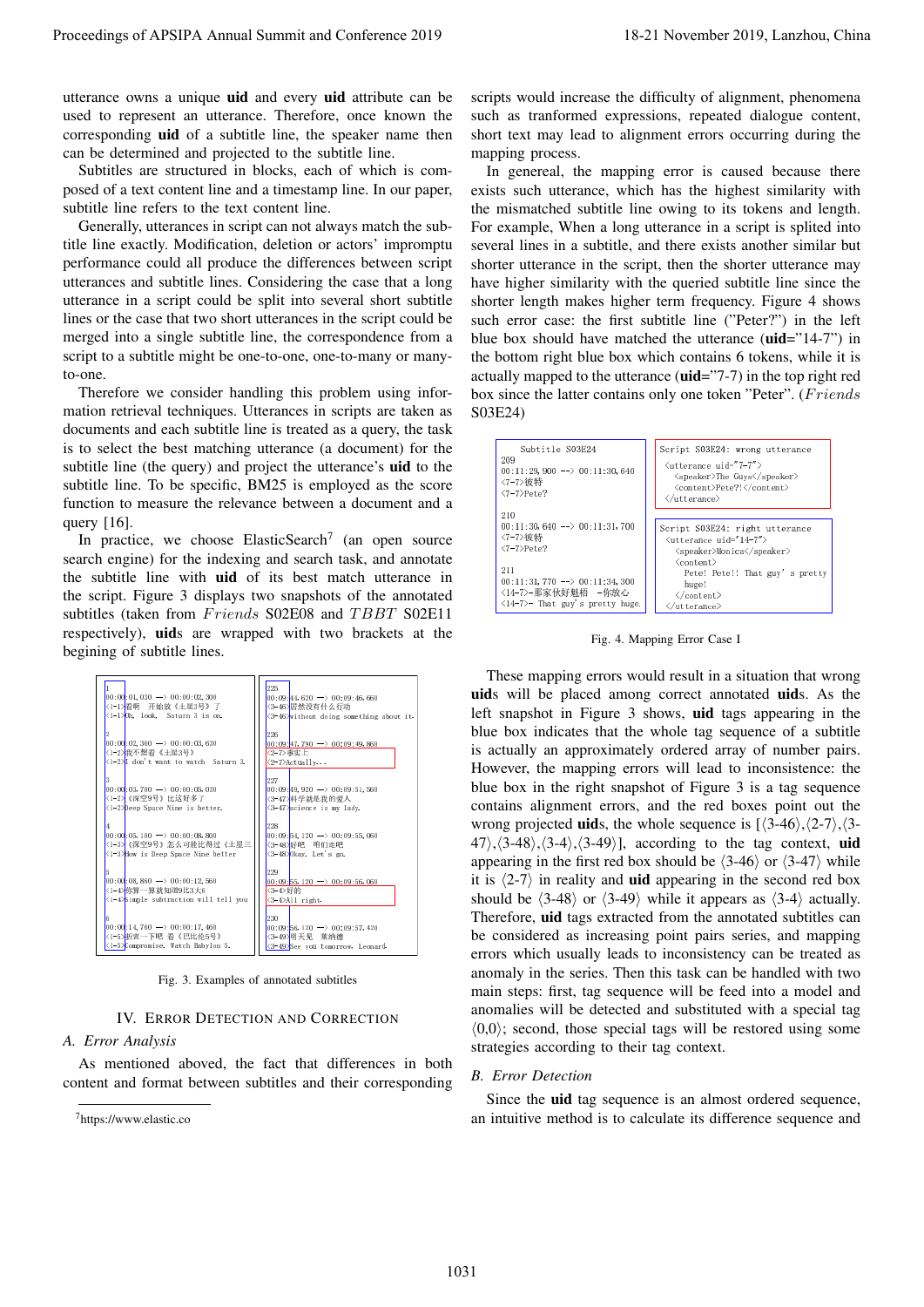utterance owns a unique **uid** and every **uid** attribute can be used to represent an utterance. Therefore, once known the corresponding **uid** of a subtitle line, the speaker name then can be determined and projected to the subtitle line.

Subtitles are structured in blocks, each of which is composed of a text content line and a timestamp line. In our paper, subtitle line refers to the text content line.

Generally, utterances in script can not always match the subtitle line exactly. Modification, deletion or actors' impromptu performance could all produce the differences between script utterances and subtitle lines. Considering the case that a long utterance in a script could be split into several short subtitle lines or the case that two short utterances in the script could be merged into a single subtitle line, the correspondence from a script to a subtitle might be one-to-one, one-to-many or many-to-one.

Therefore we consider handling this problem using information retrieval techniques. Utterances in scripts are taken as documents and each subtitle line is treated as a query, the task is to select the best matching utterance (a document) for the subtitle line (the query) and project the utterance's **uid** to the subtitle line. To be specific, BM25 is employed as the score function to measure the relevance between a document and a query [16].

In practice, we choose ElasticSearch[7] (an open source search engine) for the indexing and search task, and annotate the subtitle line with **uid** of its best match utterance in the script. Figure 3 displays two snapshots of the annotated subtitles (taken from *Friends* S02E08 and *TBBT* S02E11 respectively), **uid**s are wrapped with two brackets at the begining of subtitle lines.

Fig. 3. Examples of annotated subtitles

## IV. Error Detection and Correction

### A. Error Analysis

As mentioned aboved, the fact that differences in both content and format between subtitles and their corresponding scripts would increase the difficulty of alignment, phenomena such as tranformed expressions, repeated dialogue content, short text may lead to alignment errors occurring during the mapping process.

In genereal, the mapping error is caused because there exists such utterance, which has the highest similarity with the mismatched subtitle line owing to its tokens and length. For example, When a long utterance in a script is splited into several lines in a subtitle, and there exists another similar but shorter utterance in the script, then the shorter utterance may have higher similarity with the queried subtitle line since the shorter length makes higher term frequency. Figure 4 shows such error case: the first subtitle line ("Peter?") in the left blue box should have matched the utterance (**uid**="14-7") in the bottom right blue box which contains 6 tokens, while it is actually mapped to the utterance (**uid**="7-7) in the top right red box since the latter contains only one token "Peter". (*Friends* S03E24)

Fig. 4. Mapping Error Case I

These mapping errors would result in a situation that wrong **uid**s will be placed among correct annotated **uid**s. As the left snapshot in Figure 3 shows, **uid** tags appearing in the blue box indicates that the whole tag sequence of a subtitle is actually an approximately ordered array of number pairs. However, the mapping errors will lead to inconsistence: the blue box in the right snapshot of Figure 3 is a tag sequence contains alignment errors, and the red boxes point out the wrong projected **uid**s, the whole sequence is [⟨3-46⟩,⟨2-7⟩,⟨3-47⟩,⟨3-48⟩,⟨3-4⟩,⟨3-49⟩], according to the tag context, **uid** appearing in the first red box should be ⟨3-46⟩ or ⟨3-47⟩ while it is ⟨2-7⟩ in reality and **uid** appearing in the second red box should be ⟨3-48⟩ or ⟨3-49⟩ while it appears as ⟨3-4⟩ actually. Therefore, **uid** tags extracted from the annotated subtitles can be considered as increasing point pairs series, and mapping errors which usually leads to inconsistency can be treated as anomaly in the series. Then this task can be handled with two main steps: first, tag sequence will be feed into a model and anomalies will be detected and substituted with a special tag ⟨0,0⟩; second, those special tags will be restored using some strategies according to their tag context.

### B. Error Detection

Since the **uid** tag sequence is an almost ordered sequence, an intuitive method is to calculate its difference sequence and

[7] https://www.elastic.co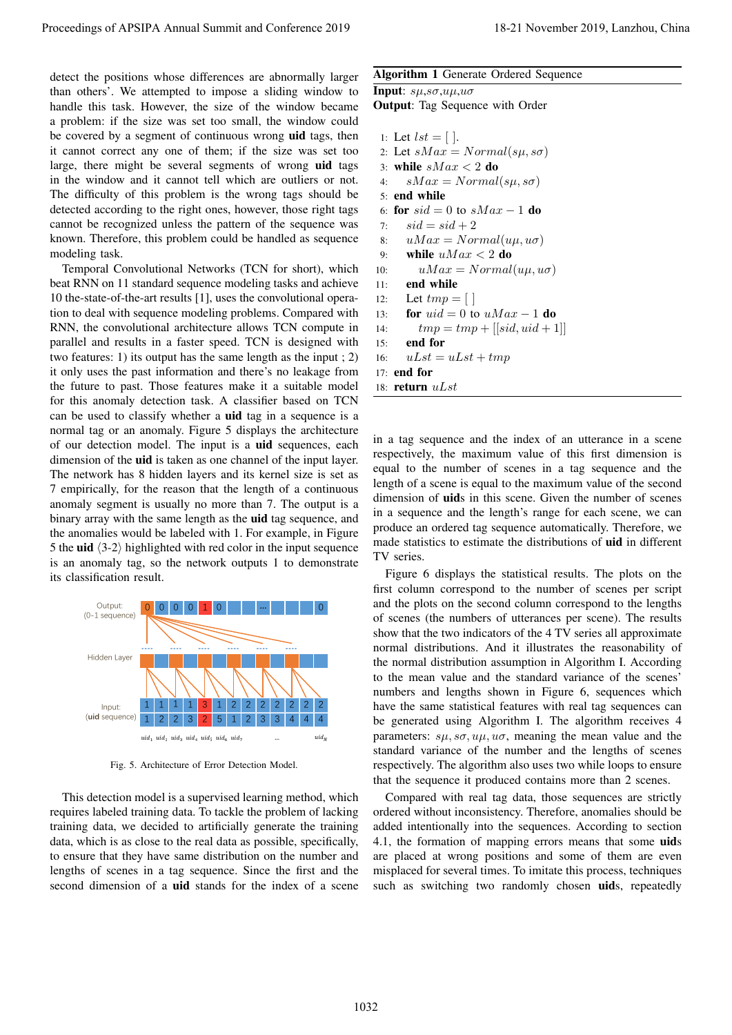detect the positions whose differences are abnormally larger than others'. We attempted to impose a sliding window to handle this task. However, the size of the window became a problem: if the size was set too small, the window could be covered by a segment of continuous wrong **uid** tags, then it cannot correct any one of them; if the size was set too large, there might be several segments of wrong **uid** tags in the window and it cannot tell which are outliers or not. The difficulty of this problem is the wrong tags should be detected according to the right ones, however, those right tags cannot be recognized unless the pattern of the sequence was known. Therefore, this problem could be handled as sequence modeling task.

Temporal Convolutional Networks (TCN for short), which beat RNN on 11 standard sequence modeling tasks and achieve 10 the-state-of-the-art results [1], uses the convolutional operation to deal with sequence modeling problems. Compared with RNN, the convolutional architecture allows TCN compute in parallel and results in a faster speed. TCN is designed with two features: 1) its output has the same length as the input ; 2) it only uses the past information and there's no leakage from the future to past. Those features make it a suitable model for this anomaly detection task. A classifier based on TCN can be used to classify whether a **uid** tag in a sequence is a normal tag or an anomaly. Figure 5 displays the architecture of our detection model. The input is a **uid** sequences, each dimension of the **uid** is taken as one channel of the input layer. The network has 8 hidden layers and its kernel size is set as 7 empirically, for the reason that the length of a continuous anomaly segment is usually no more than 7. The output is a binary array with the same length as the **uid** tag sequence, and the anomalies would be labeled with 1. For example, in Figure 5 the **uid** $\langle 3\text{-}2 \rangle$ highlighted with red color in the input sequence is an anomaly tag, so the network outputs 1 to demonstrate its classification result.

Fig. 5. Architecture of Error Detection Model.

This detection model is a supervised learning method, which requires labeled training data. To tackle the problem of lacking training data, we decided to artificially generate the training data, which is as close to the real data as possible, specifically, to ensure that they have same distribution on the number and lengths of scenes in a tag sequence. Since the first and the second dimension of a **uid** stands for the index of a scene in a tag sequence and the index of an utterance in a scene respectively, the maximum value of this first dimension is equal to the number of scenes in a tag sequence and the length of a scene is equal to the maximum value of the second dimension of **uid**s in this scene. Given the number of scenes in a sequence and the length's range for each scene, we can produce an ordered tag sequence automatically. Therefore, we made statistics to estimate the distributions of **uid** in different TV series.

**Algorithm 1** Generate Ordered Sequence

**Input**: $s\mu$,$s\sigma$,$u\mu$,$u\sigma$
**Output**: Tag Sequence with Order

```
1:  Let lst = [ ].
2:  Let sMax = Normal(sμ, sσ)
3:  while sMax < 2 do
4:      sMax = Normal(sμ, sσ)
5:  end while
6:  for sid = 0 to sMax − 1 do
7:      sid = sid + 2
8:      uMax = Normal(uμ, uσ)
9:      while uMax < 2 do
10:         uMax = Normal(uμ, uσ)
11:     end while
12:     Let tmp = [ ]
13:     for uid = 0 to uMax − 1 do
14:         tmp = tmp + [[sid, uid + 1]]
15:     end for
16:     uLst = uLst + tmp
17: end for
18: return uLst
```

Figure 6 displays the statistical results. The plots on the first column correspond to the number of scenes per script and the plots on the second column correspond to the lengths of scenes (the numbers of utterances per scene). The results show that the two indicators of the 4 TV series all approximate normal distributions. And it illustrates the reasonability of the normal distribution assumption in Algorithm I. According to the mean value and the standard variance of the scenes' numbers and lengths shown in Figure 6, sequences which have the same statistical features with real tag sequences can be generated using Algorithm I. The algorithm receives 4 parameters: $s\mu, s\sigma, u\mu, u\sigma$, meaning the mean value and the standard variance of the number and the lengths of scenes respectively. The algorithm also uses two while loops to ensure that the sequence it produced contains more than 2 scenes.

Compared with real tag data, those sequences are strictly ordered without inconsistency. Therefore, anomalies should be added intentionally into the sequences. According to section 4.1, the formation of mapping errors means that some **uid**s are placed at wrong positions and some of them are even misplaced for several times. To imitate this process, techniques such as switching two randomly chosen **uid**s, repeatedly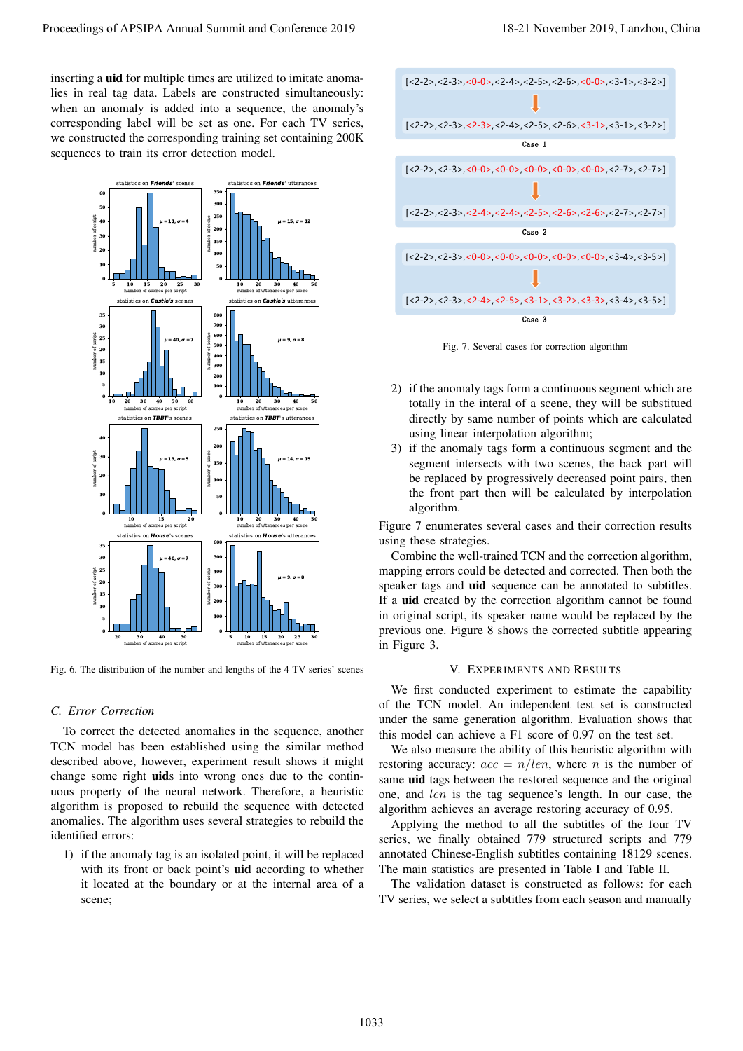inserting a **uid** for multiple times are utilized to imitate anomalies in real tag data. Labels are constructed simultaneously: when an anomaly is added into a sequence, the anomaly's corresponding label will be set as one. For each TV series, we constructed the corresponding training set containing 200K sequences to train its error detection model.

Fig. 6. The distribution of the number and lengths of the 4 TV series' scenes

### C. Error Correction

To correct the detected anomalies in the sequence, another TCN model has been established using the similar method described above, however, experiment result shows it might change some right **uid**s into wrong ones due to the continuous property of the neural network. Therefore, a heuristic algorithm is proposed to rebuild the sequence with detected anomalies. The algorithm uses several strategies to rebuild the identified errors:

1) if the anomaly tag is an isolated point, it will be replaced with its front or back point's **uid** according to whether it located at the boundary or at the internal area of a scene;
2) if the anomaly tags form a continuous segment which are totally in the interal of a scene, they will be substitued directly by same number of points which are calculated using linear interpolation algorithm;
3) if the anomaly tags form a continuous segment and the segment intersects with two scenes, the back part will be replaced by progressively decreased point pairs, then the front part then will be calculated by interpolation algorithm.

```
[<2-2>,<2-3>,<0-0>,<2-4>,<2-5>,<2-6>,<0-0>,<3-1>,<3-2>]
[<2-2>,<2-3>,<2-3>,<2-4>,<2-5>,<2-6>,<3-1>,<3-1>,<3-2>]
Case 1

[<2-2>,<2-3>,<0-0>,<0-0>,<0-0>,<0-0>,<0-0>,<2-7>,<2-7>]
[<2-2>,<2-3>,<2-4>,<2-4>,<2-5>,<2-6>,<2-6>,<2-7>,<2-7>]
Case 2

[<2-2>,<2-3>,<0-0>,<0-0>,<0-0>,<0-0>,<0-0>,<3-4>,<3-5>]
[<2-2>,<2-3>,<2-4>,<2-5>,<3-1>,<3-2>,<3-3>,<3-4>,<3-5>]
Case 3
```

Fig. 7. Several cases for correction algorithm

Figure 7 enumerates several cases and their correction results using these strategies.

Combine the well-trained TCN and the correction algorithm, mapping errors could be detected and corrected. Then both the speaker tags and **uid** sequence can be annotated to subtitles. If a **uid** created by the correction algorithm cannot be found in original script, its speaker name would be replaced by the previous one. Figure 8 shows the corrected subtitle appearing in Figure 3.

## V. Experiments and Results

We first conducted experiment to estimate the capability of the TCN model. An independent test set is constructed under the same generation algorithm. Evaluation shows that this model can achieve a F1 score of 0.97 on the test set.

We also measure the ability of this heuristic algorithm with restoring accuracy: $acc = n/len$, where $n$ is the number of same **uid** tags between the restored sequence and the original one, and $len$ is the tag sequence's length. In our case, the algorithm achieves an average restoring accuracy of 0.95.

Applying the method to all the subtitles of the four TV series, we finally obtained 779 structured scripts and 779 annotated Chinese-English subtitles containing 18129 scenes. The main statistics are presented in Table I and Table II.

The validation dataset is constructed as follows: for each TV series, we select a subtitles from each season and manually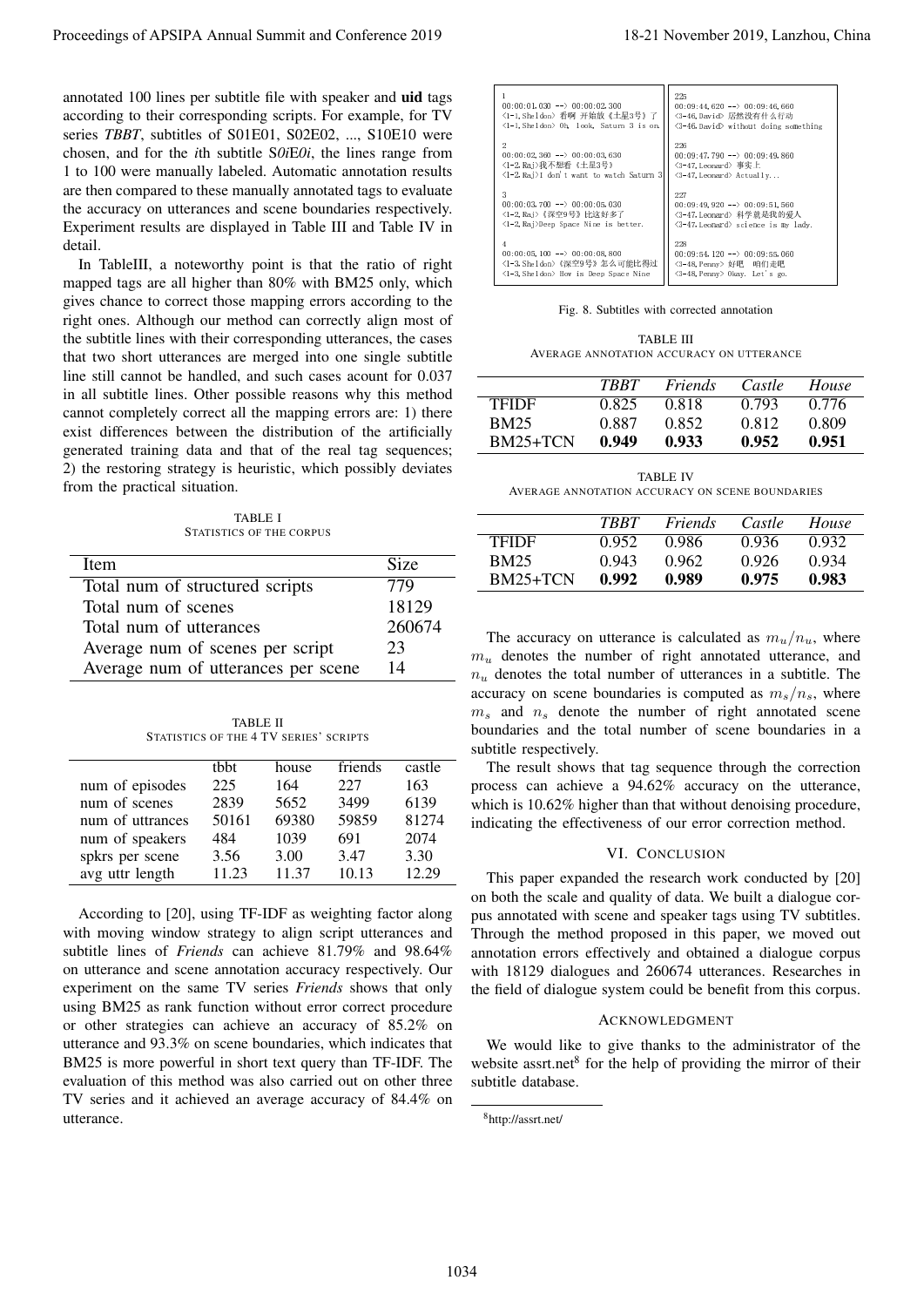annotated 100 lines per subtitle file with speaker and **uid** tags according to their corresponding scripts. For example, for TV series *TBBT*, subtitles of S01E01, S02E02, ..., S10E10 were chosen, and for the *i*th subtitle S*0i*E*0i*, the lines range from 1 to 100 were manually labeled. Automatic annotation results are then compared to these manually annotated tags to evaluate the accuracy on utterances and scene boundaries respectively. Experiment results are displayed in Table III and Table IV in detail.

In TableIII, a noteworthy point is that the ratio of right mapped tags are all higher than 80% with BM25 only, which gives chance to correct those mapping errors according to the right ones. Although our method can correctly align most of the subtitle lines with their corresponding utterances, the cases that two short utterances are merged into one single subtitle line still cannot be handled, and such cases acount for 0.037 in all subtitle lines. Other possible reasons why this method cannot completely correct all the mapping errors are: 1) there exist differences between the distribution of the artificially generated training data and that of the real tag sequences; 2) the restoring strategy is heuristic, which possibly deviates from the practical situation.

TABLE I
STATISTICS OF THE CORPUS

| Item | Size |
|---|---|
| Total num of structured scripts | 779 |
| Total num of scenes | 18129 |
| Total num of utterances | 260674 |
| Average num of scenes per script | 23 |
| Average num of utterances per scene | 14 |

TABLE II
STATISTICS OF THE 4 TV SERIES' SCRIPTS

| | tbbt | house | friends | castle |
|---|---|---|---|---|
| num of episodes | 225 | 164 | 227 | 163 |
| num of scenes | 2839 | 5652 | 3499 | 6139 |
| num of uttrances | 50161 | 69380 | 59859 | 81274 |
| num of speakers | 484 | 1039 | 691 | 2074 |
| spkrs per scene | 3.56 | 3.00 | 3.47 | 3.30 |
| avg uttr length | 11.23 | 11.37 | 10.13 | 12.29 |

According to [20], using TF-IDF as weighting factor along with moving window strategy to align script utterances and subtitle lines of *Friends* can achieve 81.79% and 98.64% on utterance and scene annotation accuracy respectively. Our experiment on the same TV series *Friends* shows that only using BM25 as rank function without error correct procedure or other strategies can achieve an accuracy of 85.2% on utterance and 93.3% on scene boundaries, which indicates that BM25 is more powerful in short text query than TF-IDF. The evaluation of this method was also carried out on other three TV series and it achieved an average accuracy of 84.4% on utterance.

```
1
00:00:01,030 --> 00:00:02,300
<1-1,Sheldon> 看啊 开始放《土星3号》了
<1-1,Sheldon> Oh, look, Saturn 3 is on.

2
00:00:02,360 --> 00:00:03,630
<1-2,Raj>我不想看《土星3号》
<1-2,Raj>I don't want to watch Saturn 3

3
00:00:03,700 --> 00:00:05,030
<1-2,Raj>《深空9号》比这好多了
<1-2,Raj>Deep Space Nine is better.

4
00:00:05,100 --> 00:00:08,800
<1-3,Sheldon>《深空9号》怎么可能比得过
<1-3,Sheldon> How is Deep Space Nine

225
00:09:44,620 --> 00:09:46,660
<3-46,David> 居然没有什么行动
<3-46,David> without doing something

226
00:09:47,790 --> 00:09:49,860
<3-47,Leonard> 事实上
<3-47,Leonard> Actually...

227
00:09:49,920 --> 00:09:51,560
<3-47,Leonard> 科学就是我的爱人
<3-47,Leonard> science is my lady.

228
00:09:54,120 --> 00:09:55,060
<3-48,Penny> 好吧 咱们走吧
<3-48,Penny> Okay. Let's go.
```

Fig. 8. Subtitles with corrected annotation

TABLE III
AVERAGE ANNOTATION ACCURACY ON UTTERANCE

| | *TBBT* | *Friends* | *Castle* | *House* |
|---|---|---|---|---|
| TFIDF | 0.825 | 0.818 | 0.793 | 0.776 |
| BM25 | 0.887 | 0.852 | 0.812 | 0.809 |
| BM25+TCN | **0.949** | **0.933** | **0.952** | **0.951** |

TABLE IV
AVERAGE ANNOTATION ACCURACY ON SCENE BOUNDARIES

| | *TBBT* | *Friends* | *Castle* | *House* |
|---|---|---|---|---|
| TFIDF | 0.952 | 0.986 | 0.936 | 0.932 |
| BM25 | 0.943 | 0.962 | 0.926 | 0.934 |
| BM25+TCN | **0.992** | **0.989** | **0.975** | **0.983** |

The accuracy on utterance is calculated as $m_u/n_u$, where $m_u$ denotes the number of right annotated utterance, and $n_u$ denotes the total number of utterances in a subtitle. The accuracy on scene boundaries is computed as $m_s/n_s$, where $m_s$ and $n_s$ denote the number of right annotated scene boundaries and the total number of scene boundaries in a subtitle respectively.

The result shows that tag sequence through the correction process can achieve a 94.62% accuracy on the utterance, which is 10.62% higher than that without denoising procedure, indicating the effectiveness of our error correction method.

## VI. CONCLUSION

This paper expanded the research work conducted by [20] on both the scale and quality of data. We built a dialogue corpus annotated with scene and speaker tags using TV subtitles. Through the method proposed in this paper, we moved out annotation errors effectively and obtained a dialogue corpus with 18129 dialogues and 260674 utterances. Researches in the field of dialogue system could be benefit from this corpus.

## ACKNOWLEDGMENT

We would like to give thanks to the administrator of the website assrt.net[8] for the help of providing the mirror of their subtitle database.

[8] http://assrt.net/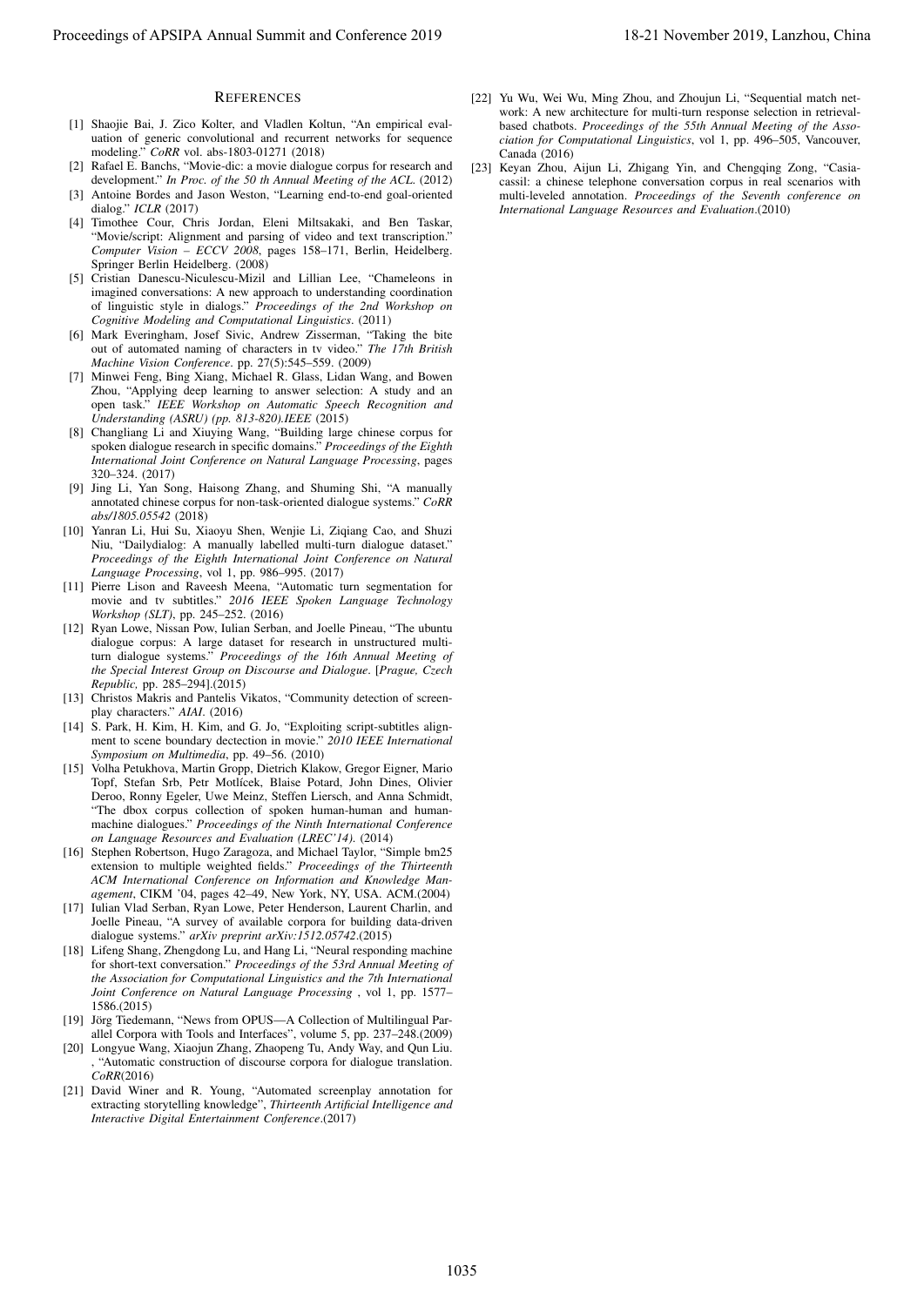## REFERENCES

[1] Shaojie Bai, J. Zico Kolter, and Vladlen Koltun, "An empirical evaluation of generic convolutional and recurrent networks for sequence modeling." *CoRR* vol. abs-1803-01271 (2018)

[2] Rafael E. Banchs, "Movie-dic: a movie dialogue corpus for research and development." *In Proc. of the 50 th Annual Meeting of the ACL.* (2012)

[3] Antoine Bordes and Jason Weston, "Learning end-to-end goal-oriented dialog." *ICLR* (2017)

[4] Timothee Cour, Chris Jordan, Eleni Miltsakaki, and Ben Taskar, "Movie/script: Alignment and parsing of video and text transcription." *Computer Vision – ECCV 2008*, pages 158–171, Berlin, Heidelberg. Springer Berlin Heidelberg. (2008)

[5] Cristian Danescu-Niculescu-Mizil and Lillian Lee, "Chameleons in imagined conversations: A new approach to understanding coordination of linguistic style in dialogs." *Proceedings of the 2nd Workshop on Cognitive Modeling and Computational Linguistics*. (2011)

[6] Mark Everingham, Josef Sivic, Andrew Zisserman, "Taking the bite out of automated naming of characters in tv video." *The 17th British Machine Vision Conference*. pp. 27(5):545–559. (2009)

[7] Minwei Feng, Bing Xiang, Michael R. Glass, Lidan Wang, and Bowen Zhou, "Applying deep learning to answer selection: A study and an open task." *IEEE Workshop on Automatic Speech Recognition and Understanding (ASRU) (pp. 813-820).IEEE* (2015)

[8] Changliang Li and Xiuying Wang, "Building large chinese corpus for spoken dialogue research in specific domains." *Proceedings of the Eighth International Joint Conference on Natural Language Processing*, pages 320–324. (2017)

[9] Jing Li, Yan Song, Haisong Zhang, and Shuming Shi, "A manually annotated chinese corpus for non-task-oriented dialogue systems." *CoRR abs/1805.05542* (2018)

[10] Yanran Li, Hui Su, Xiaoyu Shen, Wenjie Li, Ziqiang Cao, and Shuzi Niu, "Dailydialog: A manually labelled multi-turn dialogue dataset." *Proceedings of the Eighth International Joint Conference on Natural Language Processing*, vol 1, pp. 986–995. (2017)

[11] Pierre Lison and Raveesh Meena, "Automatic turn segmentation for movie and tv subtitles." *2016 IEEE Spoken Language Technology Workshop (SLT)*, pp. 245–252. (2016)

[12] Ryan Lowe, Nissan Pow, Iulian Serban, and Joelle Pineau, "The ubuntu dialogue corpus: A large dataset for research in unstructured multi-turn dialogue systems." *Proceedings of the 16th Annual Meeting of the Special Interest Group on Discourse and Dialogue*. [*Prague, Czech Republic,* pp. 285–294].(2015)

[13] Christos Makris and Pantelis Vikatos, "Community detection of screenplay characters." *AIAI*. (2016)

[14] S. Park, H. Kim, H. Kim, and G. Jo, "Exploiting script-subtitles alignment to scene boundary dectection in movie." *2010 IEEE International Symposium on Multimedia*, pp. 49–56. (2010)

[15] Volha Petukhova, Martin Gropp, Dietrich Klakow, Gregor Eigner, Mario Topf, Stefan Srb, Petr Motlícek, Blaise Potard, John Dines, Olivier Deroo, Ronny Egeler, Uwe Meinz, Steffen Liersch, and Anna Schmidt, "The dbox corpus collection of spoken human-human and human-machine dialogues." *Proceedings of the Ninth International Conference on Language Resources and Evaluation (LREC'14).* (2014)

[16] Stephen Robertson, Hugo Zaragoza, and Michael Taylor, "Simple bm25 extension to multiple weighted fields." *Proceedings of the Thirteenth ACM International Conference on Information and Knowledge Management*, CIKM '04, pages 42–49, New York, NY, USA. ACM.(2004)

[17] Iulian Vlad Serban, Ryan Lowe, Peter Henderson, Laurent Charlin, and Joelle Pineau, "A survey of available corpora for building data-driven dialogue systems." *arXiv preprint arXiv:1512.05742*.(2015)

[18] Lifeng Shang, Zhengdong Lu, and Hang Li, "Neural responding machine for short-text conversation." *Proceedings of the 53rd Annual Meeting of the Association for Computational Linguistics and the 7th International Joint Conference on Natural Language Processing* , vol 1, pp. 1577–1586.(2015)

[19] Jörg Tiedemann, "News from OPUS—A Collection of Multilingual Parallel Corpora with Tools and Interfaces", volume 5, pp. 237–248.(2009)

[20] Longyue Wang, Xiaojun Zhang, Zhaopeng Tu, Andy Way, and Qun Liu. , "Automatic construction of discourse corpora for dialogue translation. *CoRR*(2016)

[21] David Winer and R. Young, "Automated screenplay annotation for extracting storytelling knowledge", *Thirteenth Artificial Intelligence and Interactive Digital Entertainment Conference*.(2017)

[22] Yu Wu, Wei Wu, Ming Zhou, and Zhoujun Li, "Sequential match network: A new architecture for multi-turn response selection in retrieval-based chatbots. *Proceedings of the 55th Annual Meeting of the Association for Computational Linguistics*, vol 1, pp. 496–505, Vancouver, Canada (2016)

[23] Keyan Zhou, Aijun Li, Zhigang Yin, and Chengqing Zong, "Casia-cassil: a chinese telephone conversation corpus in real scenarios with multi-leveled annotation. *Proceedings of the Seventh conference on International Language Resources and Evaluation*.(2010)